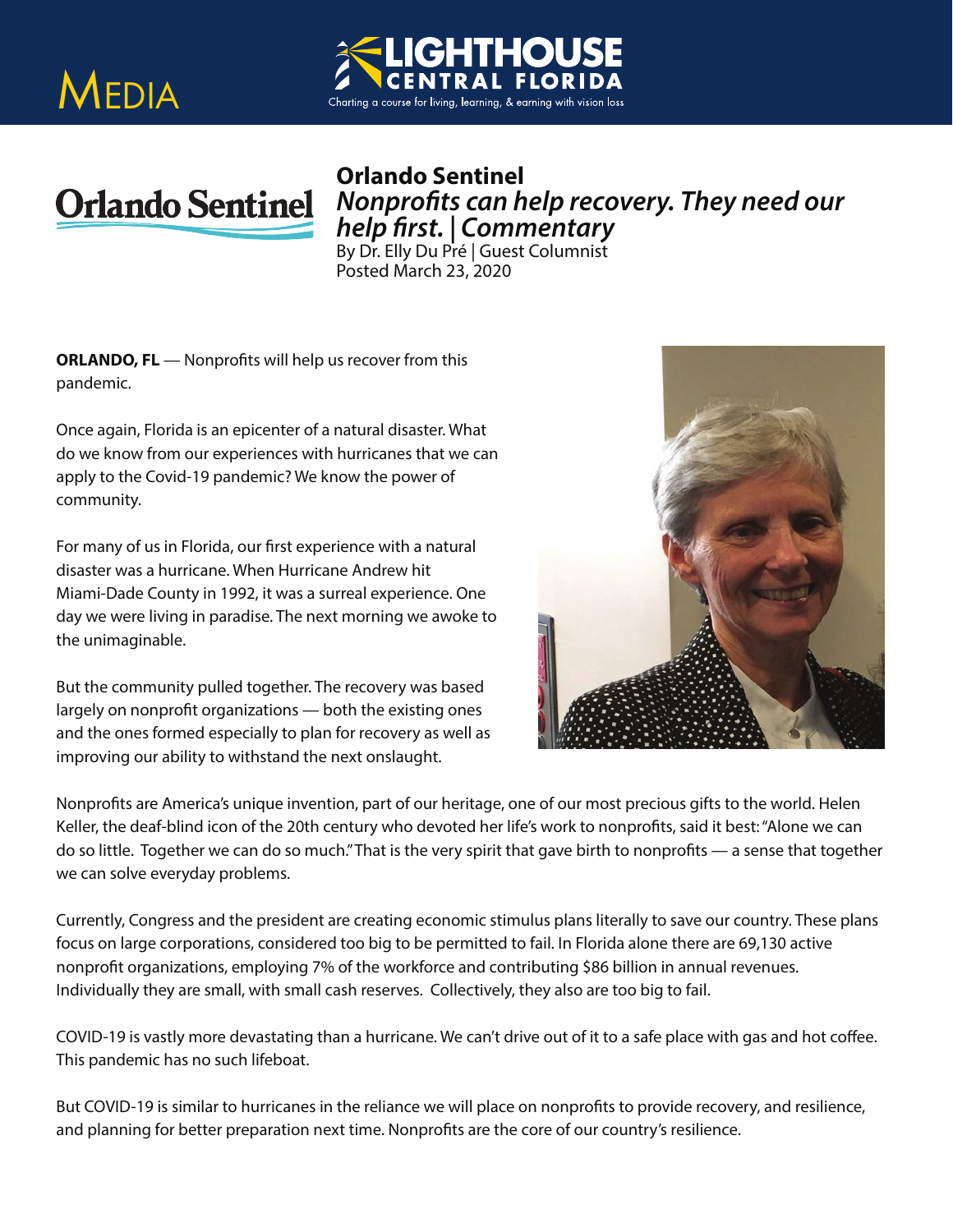# Media

**LIGHTHOUSE CENTRAL FLORIDA**
Charting a course for living, learning, & earning with vision loss

## Orlando Sentinel

### *Nonprofits can help recovery. They need our help first. | Commentary*

By Dr. Elly Du Pré | Guest Columnist
Posted March 23, 2020

**ORLANDO, FL** — Nonprofits will help us recover from this pandemic.

Once again, Florida is an epicenter of a natural disaster. What do we know from our experiences with hurricanes that we can apply to the Covid-19 pandemic? We know the power of community.

For many of us in Florida, our first experience with a natural disaster was a hurricane. When Hurricane Andrew hit Miami-Dade County in 1992, it was a surreal experience. One day we were living in paradise. The next morning we awoke to the unimaginable.

But the community pulled together. The recovery was based largely on nonprofit organizations — both the existing ones and the ones formed especially to plan for recovery as well as improving our ability to withstand the next onslaught.

Nonprofits are America's unique invention, part of our heritage, one of our most precious gifts to the world. Helen Keller, the deaf-blind icon of the 20th century who devoted her life's work to nonprofits, said it best: "Alone we can do so little. Together we can do so much." That is the very spirit that gave birth to nonprofits — a sense that together we can solve everyday problems.

Currently, Congress and the president are creating economic stimulus plans literally to save our country. These plans focus on large corporations, considered too big to be permitted to fail. In Florida alone there are 69,130 active nonprofit organizations, employing 7% of the workforce and contributing $86 billion in annual revenues. Individually they are small, with small cash reserves. Collectively, they also are too big to fail.

COVID-19 is vastly more devastating than a hurricane. We can't drive out of it to a safe place with gas and hot coffee. This pandemic has no such lifeboat.

But COVID-19 is similar to hurricanes in the reliance we will place on nonprofits to provide recovery, and resilience, and planning for better preparation next time. Nonprofits are the core of our country's resilience.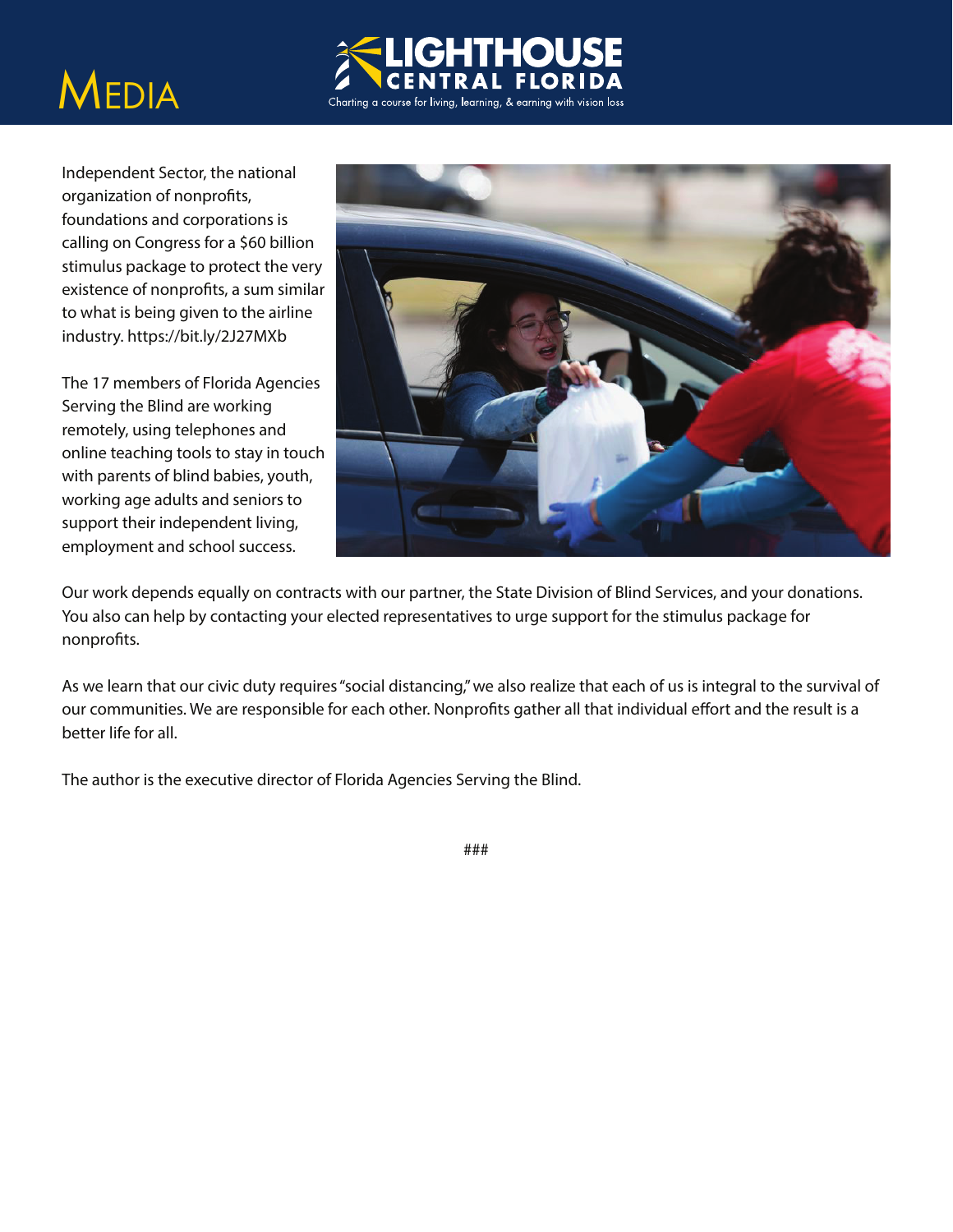Independent Sector, the national organization of nonprofits, foundations and corporations is calling on Congress for a $60 billion stimulus package to protect the very existence of nonprofits, a sum similar to what is being given to the airline industry. https://bit.ly/2J27MXb

The 17 members of Florida Agencies Serving the Blind are working remotely, using telephones and online teaching tools to stay in touch with parents of blind babies, youth, working age adults and seniors to support their independent living, employment and school success.

Our work depends equally on contracts with our partner, the State Division of Blind Services, and your donations. You also can help by contacting your elected representatives to urge support for the stimulus package for nonprofits.

As we learn that our civic duty requires "social distancing," we also realize that each of us is integral to the survival of our communities. We are responsible for each other. Nonprofits gather all that individual effort and the result is a better life for all.

The author is the executive director of Florida Agencies Serving the Blind.

###